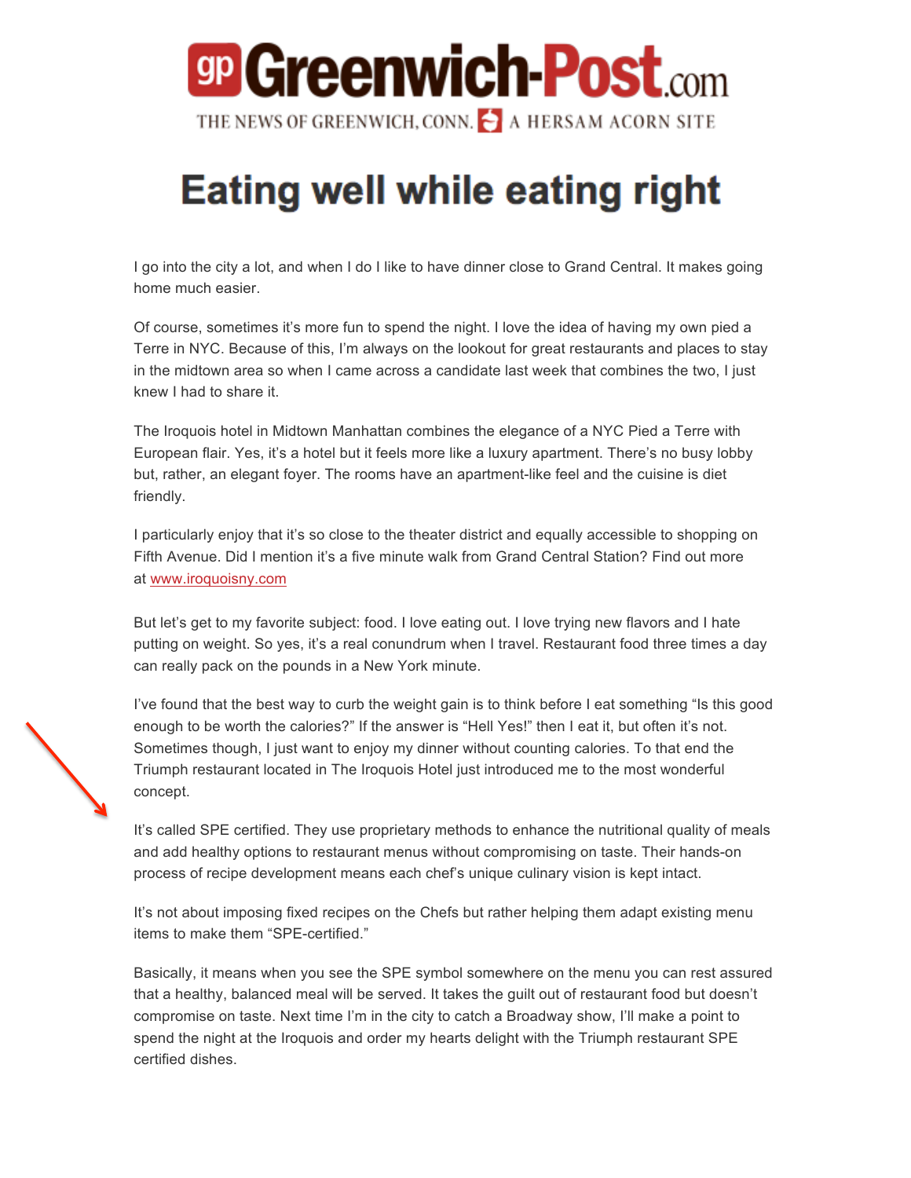Greenwich-Post.com

THE NEWS OF GREENWICH, CONN. A HERSAM ACORN SITE

# Eating well while eating right

I go into the city a lot, and when I do I like to have dinner close to Grand Central. It makes going home much easier.

Of course, sometimes it's more fun to spend the night. I love the idea of having my own pied a Terre in NYC. Because of this, I'm always on the lookout for great restaurants and places to stay in the midtown area so when I came across a candidate last week that combines the two, I just knew I had to share it.

The Iroquois hotel in Midtown Manhattan combines the elegance of a NYC Pied a Terre with European flair. Yes, it's a hotel but it feels more like a luxury apartment. There's no busy lobby but, rather, an elegant foyer. The rooms have an apartment-like feel and the cuisine is diet friendly.

I particularly enjoy that it's so close to the theater district and equally accessible to shopping on Fifth Avenue. Did I mention it's a five minute walk from Grand Central Station? Find out more at www.iroquoisny.com

But let's get to my favorite subject: food. I love eating out. I love trying new flavors and I hate putting on weight. So yes, it's a real conundrum when I travel. Restaurant food three times a day can really pack on the pounds in a New York minute.

I've found that the best way to curb the weight gain is to think before I eat something "Is this good enough to be worth the calories?" If the answer is "Hell Yes!" then I eat it, but often it's not. Sometimes though, I just want to enjoy my dinner without counting calories. To that end the Triumph restaurant located in The Iroquois Hotel just introduced me to the most wonderful concept.

It's called SPE certified. They use proprietary methods to enhance the nutritional quality of meals and add healthy options to restaurant menus without compromising on taste. Their hands-on process of recipe development means each chef's unique culinary vision is kept intact.

It's not about imposing fixed recipes on the Chefs but rather helping them adapt existing menu items to make them "SPE-certified."

Basically, it means when you see the SPE symbol somewhere on the menu you can rest assured that a healthy, balanced meal will be served. It takes the guilt out of restaurant food but doesn't compromise on taste. Next time I'm in the city to catch a Broadway show, I'll make a point to spend the night at the Iroquois and order my hearts delight with the Triumph restaurant SPE certified dishes.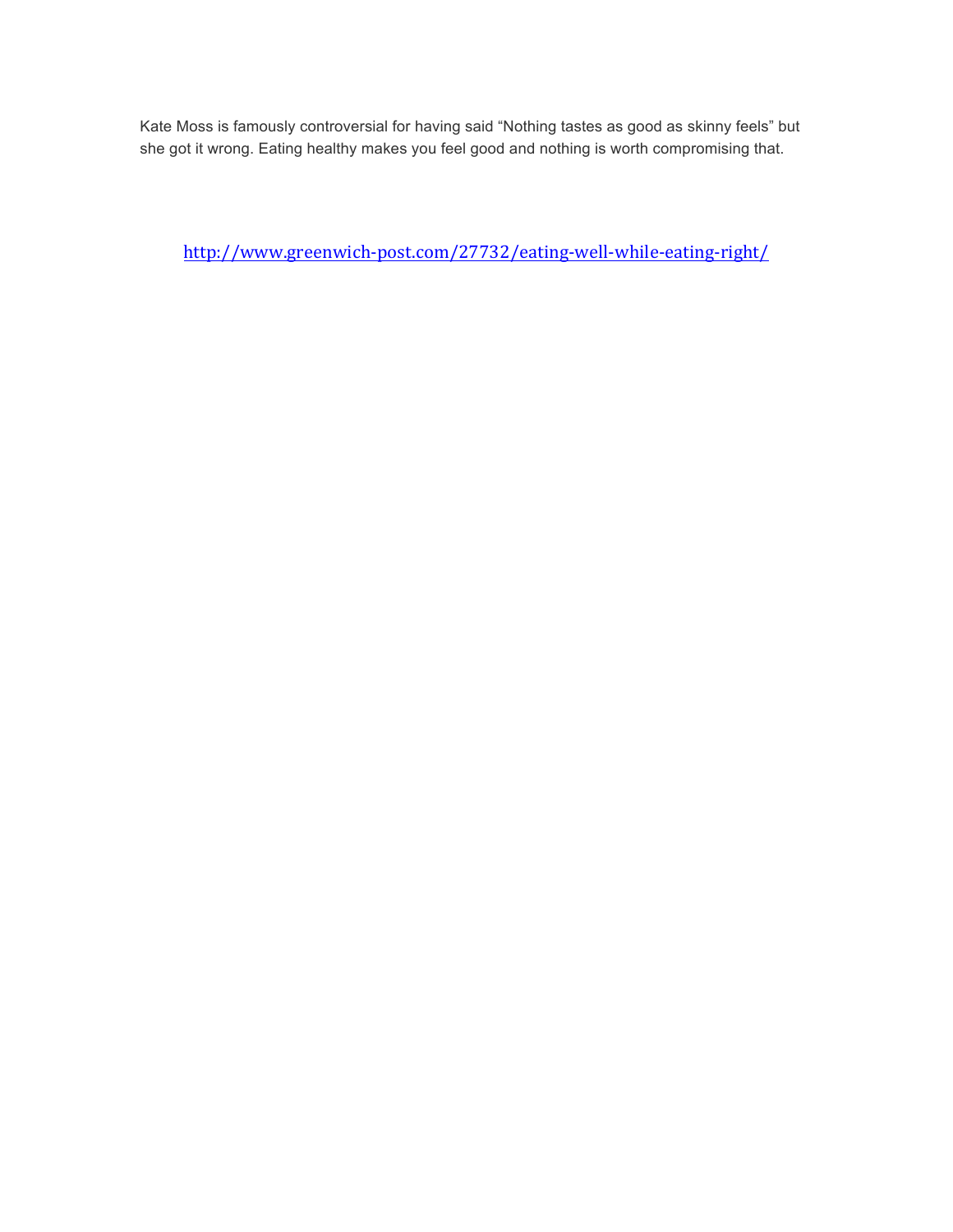Kate Moss is famously controversial for having said "Nothing tastes as good as skinny feels" but she got it wrong. Eating healthy makes you feel good and nothing is worth compromising that.

http://www.greenwich-post.com/27732/eating-well-while-eating-right/